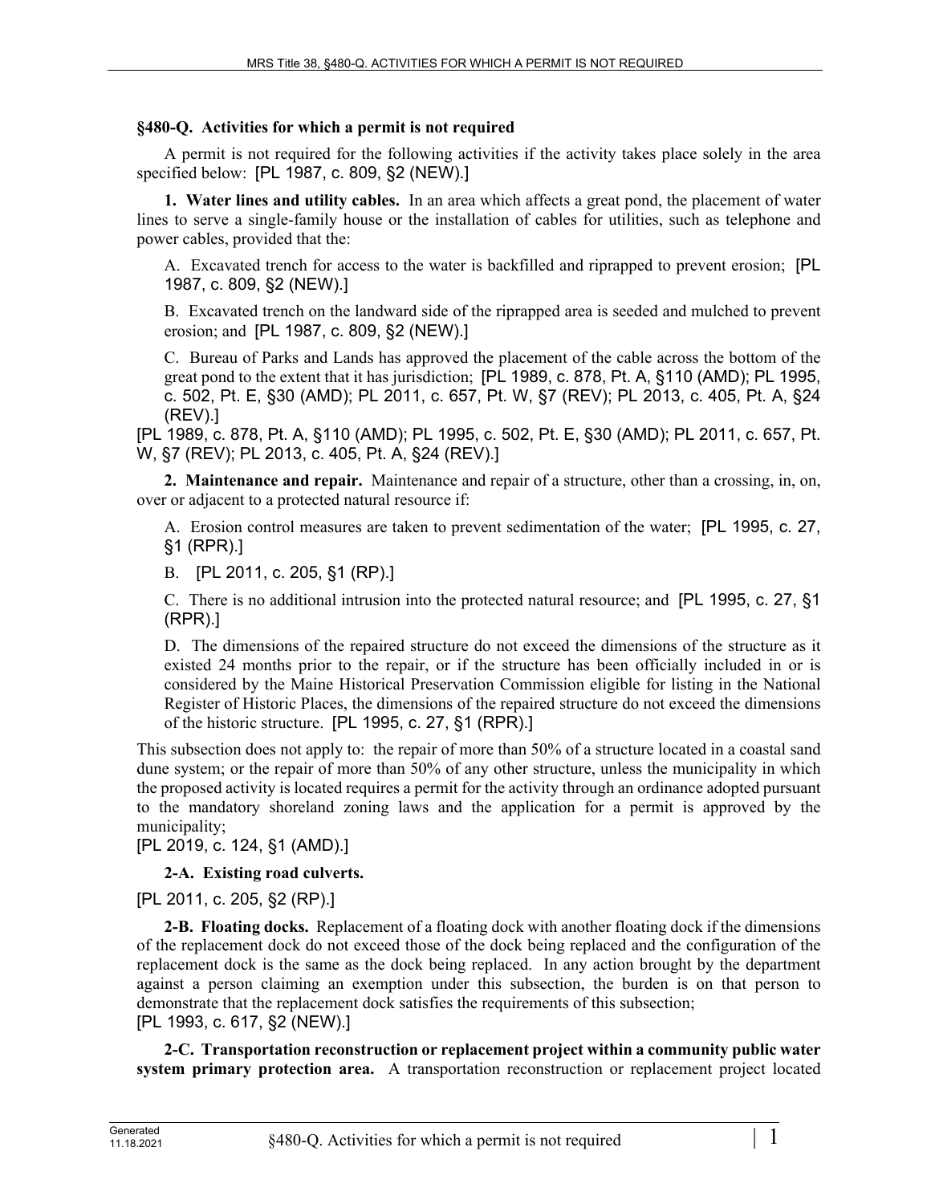## §480-Q. Activities for which a permit is not required

A permit is not required for the following activities if the activity takes place solely in the area specified below: [PL 1987, c. 809, §2 (NEW).]

**1. Water lines and utility cables.** In an area which affects a great pond, the placement of water lines to serve a single-family house or the installation of cables for utilities, such as telephone and power cables, provided that the:

A. Excavated trench for access to the water is backfilled and riprapped to prevent erosion; [PL 1987, c. 809, §2 (NEW).]

B. Excavated trench on the landward side of the riprapped area is seeded and mulched to prevent erosion; and [PL 1987, c. 809, §2 (NEW).]

C. Bureau of Parks and Lands has approved the placement of the cable across the bottom of the great pond to the extent that it has jurisdiction; [PL 1989, c. 878, Pt. A, §110 (AMD); PL 1995, c. 502, Pt. E, §30 (AMD); PL 2011, c. 657, Pt. W, §7 (REV); PL 2013, c. 405, Pt. A, §24 (REV).]

[PL 1989, c. 878, Pt. A, §110 (AMD); PL 1995, c. 502, Pt. E, §30 (AMD); PL 2011, c. 657, Pt. W, §7 (REV); PL 2013, c. 405, Pt. A, §24 (REV).]

**2. Maintenance and repair.** Maintenance and repair of a structure, other than a crossing, in, on, over or adjacent to a protected natural resource if:

A. Erosion control measures are taken to prevent sedimentation of the water; [PL 1995, c. 27, §1 (RPR).]

B. [PL 2011, c. 205, §1 (RP).]

C. There is no additional intrusion into the protected natural resource; and [PL 1995, c. 27, §1 (RPR).]

D. The dimensions of the repaired structure do not exceed the dimensions of the structure as it existed 24 months prior to the repair, or if the structure has been officially included in or is considered by the Maine Historical Preservation Commission eligible for listing in the National Register of Historic Places, the dimensions of the repaired structure do not exceed the dimensions of the historic structure. [PL 1995, c. 27, §1 (RPR).]

This subsection does not apply to: the repair of more than 50% of a structure located in a coastal sand dune system; or the repair of more than 50% of any other structure, unless the municipality in which the proposed activity is located requires a permit for the activity through an ordinance adopted pursuant to the mandatory shoreland zoning laws and the application for a permit is approved by the municipality;

[PL 2019, c. 124, §1 (AMD).]

**2-A. Existing road culverts.**

[PL 2011, c. 205, §2 (RP).]

**2-B. Floating docks.** Replacement of a floating dock with another floating dock if the dimensions of the replacement dock do not exceed those of the dock being replaced and the configuration of the replacement dock is the same as the dock being replaced. In any action brought by the department against a person claiming an exemption under this subsection, the burden is on that person to demonstrate that the replacement dock satisfies the requirements of this subsection;

[PL 1993, c. 617, §2 (NEW).]

**2-C. Transportation reconstruction or replacement project within a community public water system primary protection area.** A transportation reconstruction or replacement project located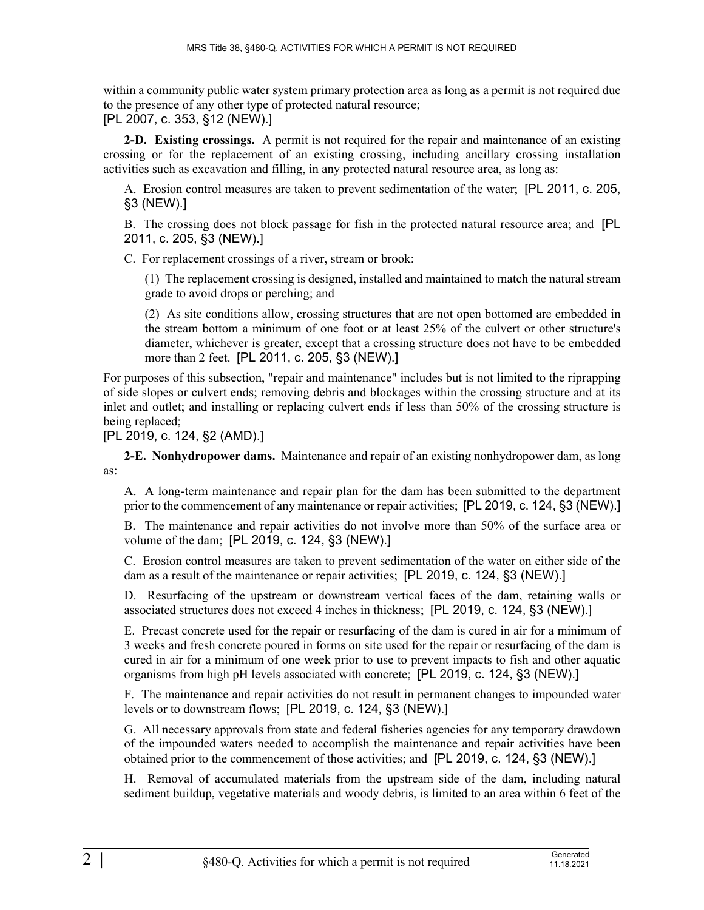within a community public water system primary protection area as long as a permit is not required due to the presence of any other type of protected natural resource;
[PL 2007, c. 353, §12 (NEW).]

**2-D. Existing crossings.** A permit is not required for the repair and maintenance of an existing crossing or for the replacement of an existing crossing, including ancillary crossing installation activities such as excavation and filling, in any protected natural resource area, as long as:

A. Erosion control measures are taken to prevent sedimentation of the water; [PL 2011, c. 205, §3 (NEW).]

B. The crossing does not block passage for fish in the protected natural resource area; and [PL 2011, c. 205, §3 (NEW).]

C. For replacement crossings of a river, stream or brook:

(1) The replacement crossing is designed, installed and maintained to match the natural stream grade to avoid drops or perching; and

(2) As site conditions allow, crossing structures that are not open bottomed are embedded in the stream bottom a minimum of one foot or at least 25% of the culvert or other structure's diameter, whichever is greater, except that a crossing structure does not have to be embedded more than 2 feet. [PL 2011, c. 205, §3 (NEW).]

For purposes of this subsection, "repair and maintenance" includes but is not limited to the riprapping of side slopes or culvert ends; removing debris and blockages within the crossing structure and at its inlet and outlet; and installing or replacing culvert ends if less than 50% of the crossing structure is being replaced;
[PL 2019, c. 124, §2 (AMD).]

**2-E. Nonhydropower dams.** Maintenance and repair of an existing nonhydropower dam, as long as:

A. A long-term maintenance and repair plan for the dam has been submitted to the department prior to the commencement of any maintenance or repair activities; [PL 2019, c. 124, §3 (NEW).]

B. The maintenance and repair activities do not involve more than 50% of the surface area or volume of the dam; [PL 2019, c. 124, §3 (NEW).]

C. Erosion control measures are taken to prevent sedimentation of the water on either side of the dam as a result of the maintenance or repair activities; [PL 2019, c. 124, §3 (NEW).]

D. Resurfacing of the upstream or downstream vertical faces of the dam, retaining walls or associated structures does not exceed 4 inches in thickness; [PL 2019, c. 124, §3 (NEW).]

E. Precast concrete used for the repair or resurfacing of the dam is cured in air for a minimum of 3 weeks and fresh concrete poured in forms on site used for the repair or resurfacing of the dam is cured in air for a minimum of one week prior to use to prevent impacts to fish and other aquatic organisms from high pH levels associated with concrete; [PL 2019, c. 124, §3 (NEW).]

F. The maintenance and repair activities do not result in permanent changes to impounded water levels or to downstream flows; [PL 2019, c. 124, §3 (NEW).]

G. All necessary approvals from state and federal fisheries agencies for any temporary drawdown of the impounded waters needed to accomplish the maintenance and repair activities have been obtained prior to the commencement of those activities; and [PL 2019, c. 124, §3 (NEW).]

H. Removal of accumulated materials from the upstream side of the dam, including natural sediment buildup, vegetative materials and woody debris, is limited to an area within 6 feet of the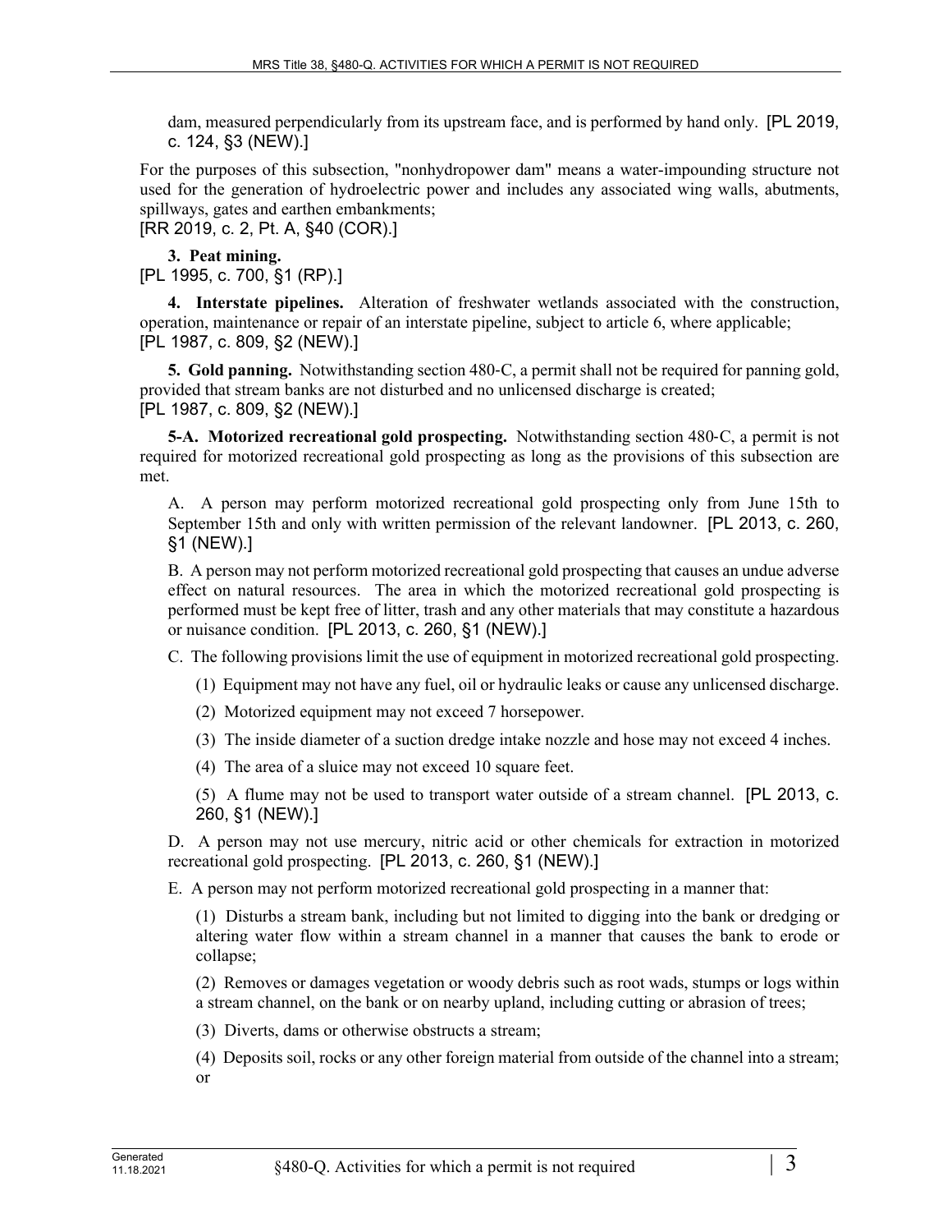dam, measured perpendicularly from its upstream face, and is performed by hand only. [PL 2019, c. 124, §3 (NEW).]

For the purposes of this subsection, "nonhydropower dam" means a water-impounding structure not used for the generation of hydroelectric power and includes any associated wing walls, abutments, spillways, gates and earthen embankments;
[RR 2019, c. 2, Pt. A, §40 (COR).]

**3. Peat mining.**
[PL 1995, c. 700, §1 (RP).]

**4. Interstate pipelines.** Alteration of freshwater wetlands associated with the construction, operation, maintenance or repair of an interstate pipeline, subject to article 6, where applicable;
[PL 1987, c. 809, §2 (NEW).]

**5. Gold panning.** Notwithstanding section 480-C, a permit shall not be required for panning gold, provided that stream banks are not disturbed and no unlicensed discharge is created;
[PL 1987, c. 809, §2 (NEW).]

**5-A. Motorized recreational gold prospecting.** Notwithstanding section 480-C, a permit is not required for motorized recreational gold prospecting as long as the provisions of this subsection are met.

A. A person may perform motorized recreational gold prospecting only from June 15th to September 15th and only with written permission of the relevant landowner. [PL 2013, c. 260, §1 (NEW).]

B. A person may not perform motorized recreational gold prospecting that causes an undue adverse effect on natural resources. The area in which the motorized recreational gold prospecting is performed must be kept free of litter, trash and any other materials that may constitute a hazardous or nuisance condition. [PL 2013, c. 260, §1 (NEW).]

C. The following provisions limit the use of equipment in motorized recreational gold prospecting.

(1) Equipment may not have any fuel, oil or hydraulic leaks or cause any unlicensed discharge.

(2) Motorized equipment may not exceed 7 horsepower.

(3) The inside diameter of a suction dredge intake nozzle and hose may not exceed 4 inches.

(4) The area of a sluice may not exceed 10 square feet.

(5) A flume may not be used to transport water outside of a stream channel. [PL 2013, c. 260, §1 (NEW).]

D. A person may not use mercury, nitric acid or other chemicals for extraction in motorized recreational gold prospecting. [PL 2013, c. 260, §1 (NEW).]

E. A person may not perform motorized recreational gold prospecting in a manner that:

(1) Disturbs a stream bank, including but not limited to digging into the bank or dredging or altering water flow within a stream channel in a manner that causes the bank to erode or collapse;

(2) Removes or damages vegetation or woody debris such as root wads, stumps or logs within a stream channel, on the bank or on nearby upland, including cutting or abrasion of trees;

(3) Diverts, dams or otherwise obstructs a stream;

(4) Deposits soil, rocks or any other foreign material from outside of the channel into a stream; or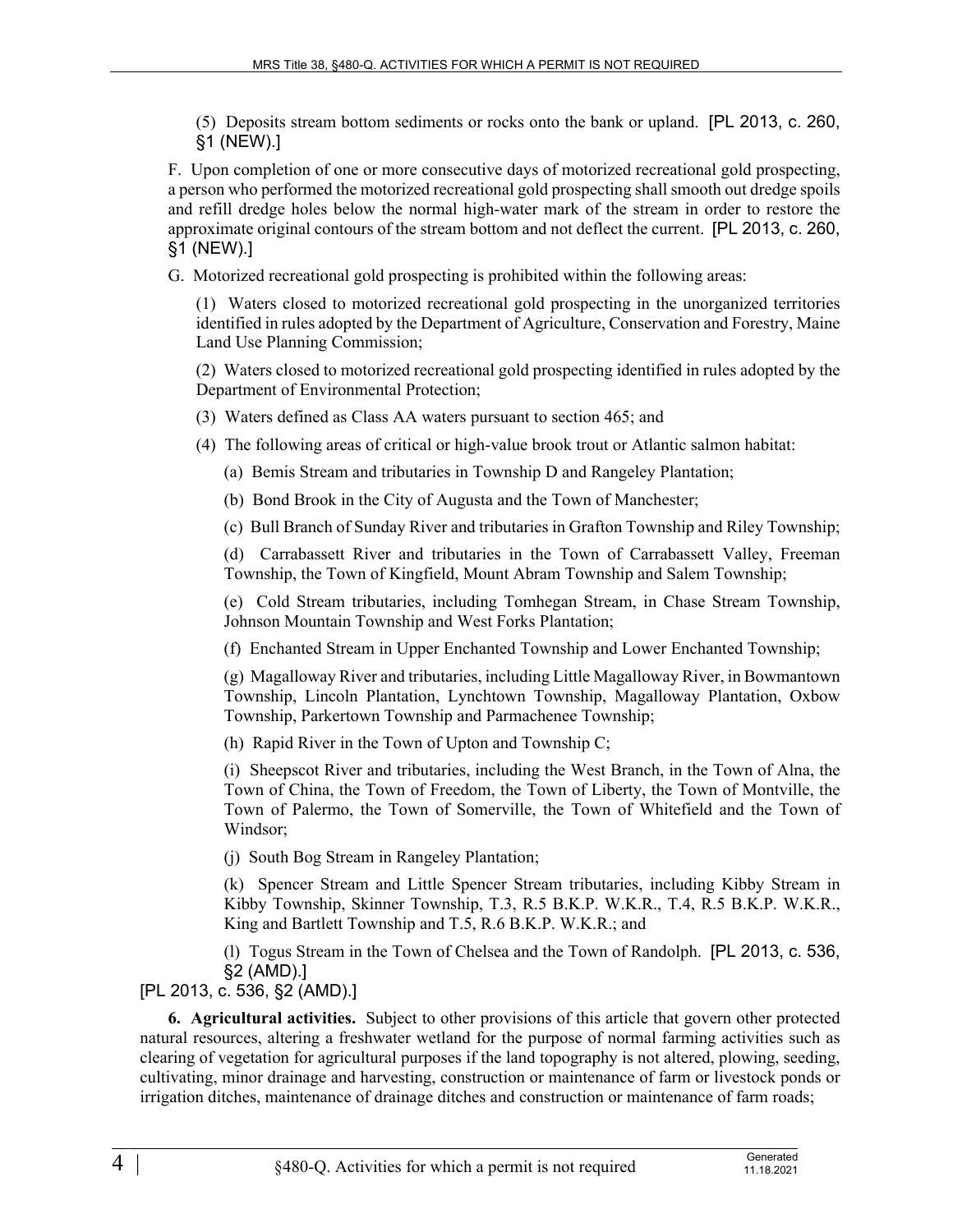(5) Deposits stream bottom sediments or rocks onto the bank or upland. [PL 2013, c. 260, §1 (NEW).]

F. Upon completion of one or more consecutive days of motorized recreational gold prospecting, a person who performed the motorized recreational gold prospecting shall smooth out dredge spoils and refill dredge holes below the normal high-water mark of the stream in order to restore the approximate original contours of the stream bottom and not deflect the current. [PL 2013, c. 260, §1 (NEW).]

G. Motorized recreational gold prospecting is prohibited within the following areas:

(1) Waters closed to motorized recreational gold prospecting in the unorganized territories identified in rules adopted by the Department of Agriculture, Conservation and Forestry, Maine Land Use Planning Commission;

(2) Waters closed to motorized recreational gold prospecting identified in rules adopted by the Department of Environmental Protection;

(3) Waters defined as Class AA waters pursuant to section 465; and

(4) The following areas of critical or high-value brook trout or Atlantic salmon habitat:

(a) Bemis Stream and tributaries in Township D and Rangeley Plantation;

(b) Bond Brook in the City of Augusta and the Town of Manchester;

(c) Bull Branch of Sunday River and tributaries in Grafton Township and Riley Township;

(d) Carrabassett River and tributaries in the Town of Carrabassett Valley, Freeman Township, the Town of Kingfield, Mount Abram Township and Salem Township;

(e) Cold Stream tributaries, including Tomhegan Stream, in Chase Stream Township, Johnson Mountain Township and West Forks Plantation;

(f) Enchanted Stream in Upper Enchanted Township and Lower Enchanted Township;

(g) Magalloway River and tributaries, including Little Magalloway River, in Bowmantown Township, Lincoln Plantation, Lynchtown Township, Magalloway Plantation, Oxbow Township, Parkertown Township and Parmachenee Township;

(h) Rapid River in the Town of Upton and Township C;

(i) Sheepscot River and tributaries, including the West Branch, in the Town of Alna, the Town of China, the Town of Freedom, the Town of Liberty, the Town of Montville, the Town of Palermo, the Town of Somerville, the Town of Whitefield and the Town of Windsor;

(j) South Bog Stream in Rangeley Plantation;

(k) Spencer Stream and Little Spencer Stream tributaries, including Kibby Stream in Kibby Township, Skinner Township, T.3, R.5 B.K.P. W.K.R., T.4, R.5 B.K.P. W.K.R., King and Bartlett Township and T.5, R.6 B.K.P. W.K.R.; and

(l) Togus Stream in the Town of Chelsea and the Town of Randolph. [PL 2013, c. 536, §2 (AMD).]

[PL 2013, c. 536, §2 (AMD).]

**6. Agricultural activities.** Subject to other provisions of this article that govern other protected natural resources, altering a freshwater wetland for the purpose of normal farming activities such as clearing of vegetation for agricultural purposes if the land topography is not altered, plowing, seeding, cultivating, minor drainage and harvesting, construction or maintenance of farm or livestock ponds or irrigation ditches, maintenance of drainage ditches and construction or maintenance of farm roads;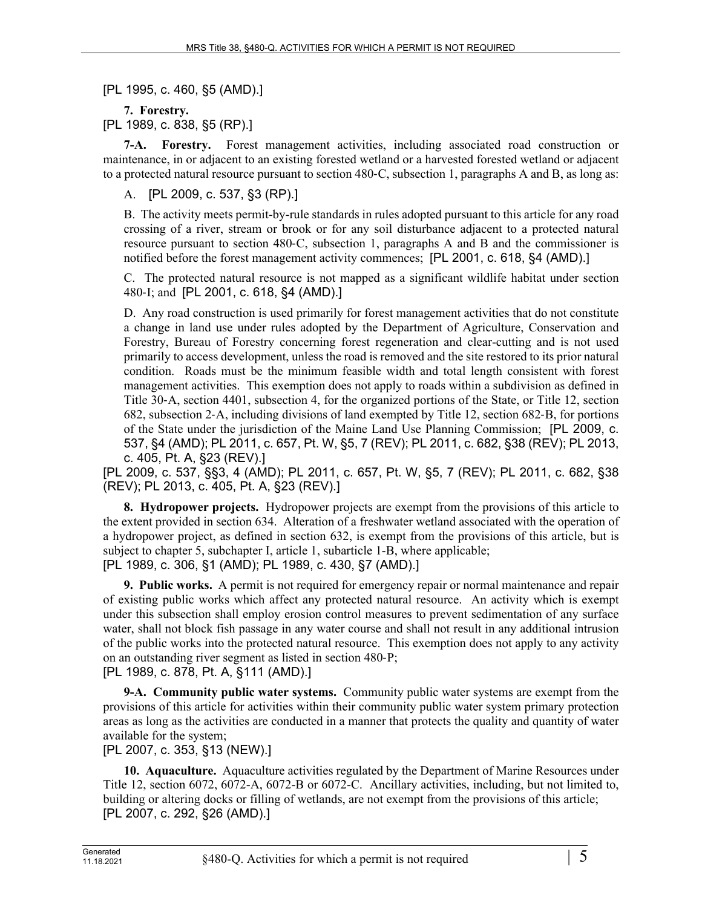[PL 1995, c. 460, §5 (AMD).]

**7. Forestry.**
[PL 1989, c. 838, §5 (RP).]

**7-A. Forestry.** Forest management activities, including associated road construction or maintenance, in or adjacent to an existing forested wetland or a harvested forested wetland or adjacent to a protected natural resource pursuant to section 480-C, subsection 1, paragraphs A and B, as long as:

A. [PL 2009, c. 537, §3 (RP).]

B. The activity meets permit-by-rule standards in rules adopted pursuant to this article for any road crossing of a river, stream or brook or for any soil disturbance adjacent to a protected natural resource pursuant to section 480-C, subsection 1, paragraphs A and B and the commissioner is notified before the forest management activity commences; [PL 2001, c. 618, §4 (AMD).]

C. The protected natural resource is not mapped as a significant wildlife habitat under section 480-I; and [PL 2001, c. 618, §4 (AMD).]

D. Any road construction is used primarily for forest management activities that do not constitute a change in land use under rules adopted by the Department of Agriculture, Conservation and Forestry, Bureau of Forestry concerning forest regeneration and clear-cutting and is not used primarily to access development, unless the road is removed and the site restored to its prior natural condition. Roads must be the minimum feasible width and total length consistent with forest management activities. This exemption does not apply to roads within a subdivision as defined in Title 30-A, section 4401, subsection 4, for the organized portions of the State, or Title 12, section 682, subsection 2-A, including divisions of land exempted by Title 12, section 682-B, for portions of the State under the jurisdiction of the Maine Land Use Planning Commission; [PL 2009, c. 537, §4 (AMD); PL 2011, c. 657, Pt. W, §5, 7 (REV); PL 2011, c. 682, §38 (REV); PL 2013, c. 405, Pt. A, §23 (REV).]

[PL 2009, c. 537, §§3, 4 (AMD); PL 2011, c. 657, Pt. W, §5, 7 (REV); PL 2011, c. 682, §38 (REV); PL 2013, c. 405, Pt. A, §23 (REV).]

**8. Hydropower projects.** Hydropower projects are exempt from the provisions of this article to the extent provided in section 634. Alteration of a freshwater wetland associated with the operation of a hydropower project, as defined in section 632, is exempt from the provisions of this article, but is subject to chapter 5, subchapter I, article 1, subarticle 1-B, where applicable;
[PL 1989, c. 306, §1 (AMD); PL 1989, c. 430, §7 (AMD).]

**9. Public works.** A permit is not required for emergency repair or normal maintenance and repair of existing public works which affect any protected natural resource. An activity which is exempt under this subsection shall employ erosion control measures to prevent sedimentation of any surface water, shall not block fish passage in any water course and shall not result in any additional intrusion of the public works into the protected natural resource. This exemption does not apply to any activity on an outstanding river segment as listed in section 480-P;
[PL 1989, c. 878, Pt. A, §111 (AMD).]

**9-A. Community public water systems.** Community public water systems are exempt from the provisions of this article for activities within their community public water system primary protection areas as long as the activities are conducted in a manner that protects the quality and quantity of water available for the system;
[PL 2007, c. 353, §13 (NEW).]

**10. Aquaculture.** Aquaculture activities regulated by the Department of Marine Resources under Title 12, section 6072, 6072-A, 6072-B or 6072-C. Ancillary activities, including, but not limited to, building or altering docks or filling of wetlands, are not exempt from the provisions of this article;
[PL 2007, c. 292, §26 (AMD).]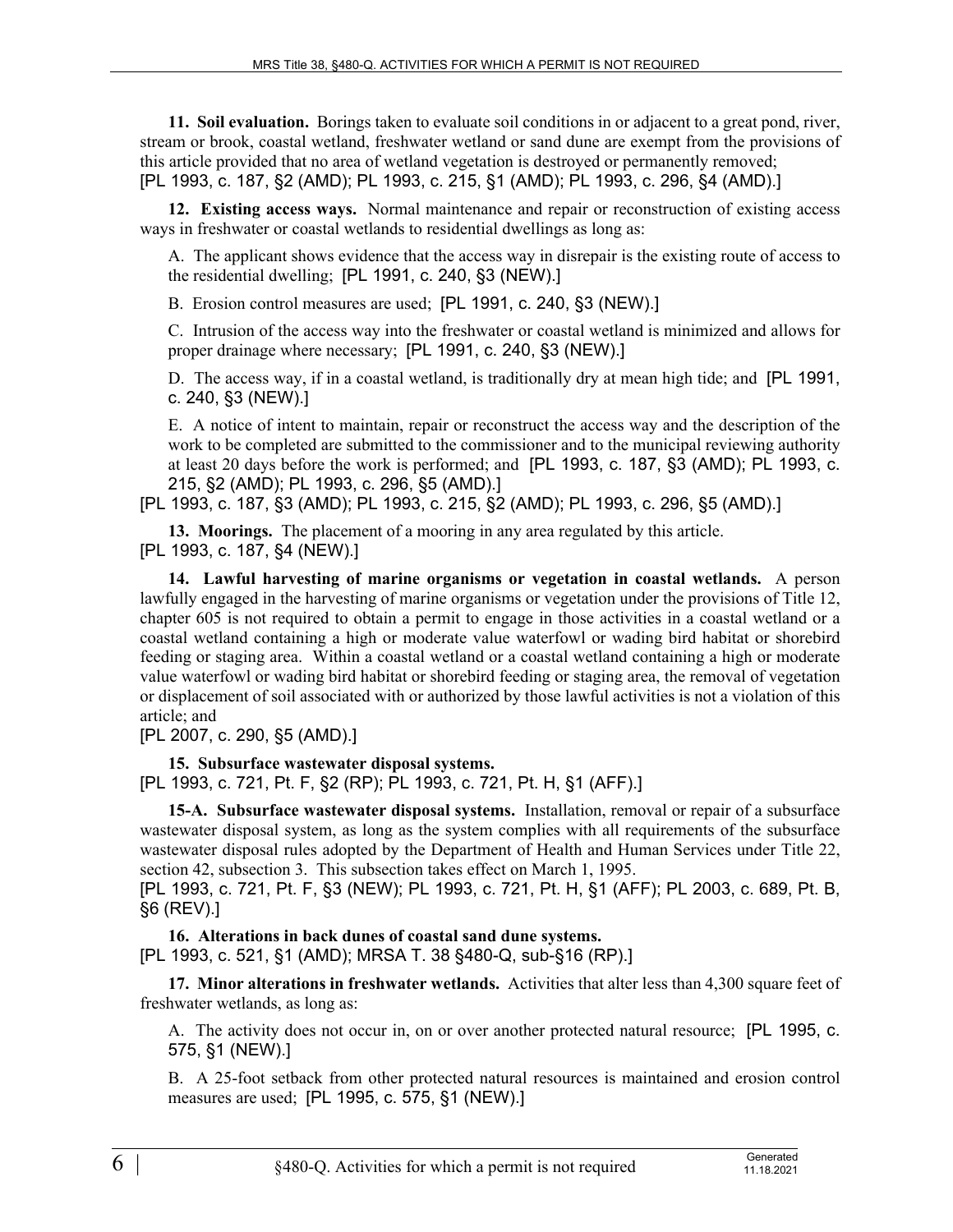**11. Soil evaluation.** Borings taken to evaluate soil conditions in or adjacent to a great pond, river, stream or brook, coastal wetland, freshwater wetland or sand dune are exempt from the provisions of this article provided that no area of wetland vegetation is destroyed or permanently removed;
[PL 1993, c. 187, §2 (AMD); PL 1993, c. 215, §1 (AMD); PL 1993, c. 296, §4 (AMD).]

**12. Existing access ways.** Normal maintenance and repair or reconstruction of existing access ways in freshwater or coastal wetlands to residential dwellings as long as:

A. The applicant shows evidence that the access way in disrepair is the existing route of access to the residential dwelling; [PL 1991, c. 240, §3 (NEW).]

B. Erosion control measures are used; [PL 1991, c. 240, §3 (NEW).]

C. Intrusion of the access way into the freshwater or coastal wetland is minimized and allows for proper drainage where necessary; [PL 1991, c. 240, §3 (NEW).]

D. The access way, if in a coastal wetland, is traditionally dry at mean high tide; and [PL 1991, c. 240, §3 (NEW).]

E. A notice of intent to maintain, repair or reconstruct the access way and the description of the work to be completed are submitted to the commissioner and to the municipal reviewing authority at least 20 days before the work is performed; and [PL 1993, c. 187, §3 (AMD); PL 1993, c. 215, §2 (AMD); PL 1993, c. 296, §5 (AMD).]

[PL 1993, c. 187, §3 (AMD); PL 1993, c. 215, §2 (AMD); PL 1993, c. 296, §5 (AMD).]

**13. Moorings.** The placement of a mooring in any area regulated by this article.
[PL 1993, c. 187, §4 (NEW).]

**14. Lawful harvesting of marine organisms or vegetation in coastal wetlands.** A person lawfully engaged in the harvesting of marine organisms or vegetation under the provisions of Title 12, chapter 605 is not required to obtain a permit to engage in those activities in a coastal wetland or a coastal wetland containing a high or moderate value waterfowl or wading bird habitat or shorebird feeding or staging area. Within a coastal wetland or a coastal wetland containing a high or moderate value waterfowl or wading bird habitat or shorebird feeding or staging area, the removal of vegetation or displacement of soil associated with or authorized by those lawful activities is not a violation of this article; and
[PL 2007, c. 290, §5 (AMD).]

**15. Subsurface wastewater disposal systems.**
[PL 1993, c. 721, Pt. F, §2 (RP); PL 1993, c. 721, Pt. H, §1 (AFF).]

**15-A. Subsurface wastewater disposal systems.** Installation, removal or repair of a subsurface wastewater disposal system, as long as the system complies with all requirements of the subsurface wastewater disposal rules adopted by the Department of Health and Human Services under Title 22, section 42, subsection 3. This subsection takes effect on March 1, 1995.
[PL 1993, c. 721, Pt. F, §3 (NEW); PL 1993, c. 721, Pt. H, §1 (AFF); PL 2003, c. 689, Pt. B, §6 (REV).]

**16. Alterations in back dunes of coastal sand dune systems.**
[PL 1993, c. 521, §1 (AMD); MRSA T. 38 §480-Q, sub-§16 (RP).]

**17. Minor alterations in freshwater wetlands.** Activities that alter less than 4,300 square feet of freshwater wetlands, as long as:

A. The activity does not occur in, on or over another protected natural resource; [PL 1995, c. 575, §1 (NEW).]

B. A 25-foot setback from other protected natural resources is maintained and erosion control measures are used; [PL 1995, c. 575, §1 (NEW).]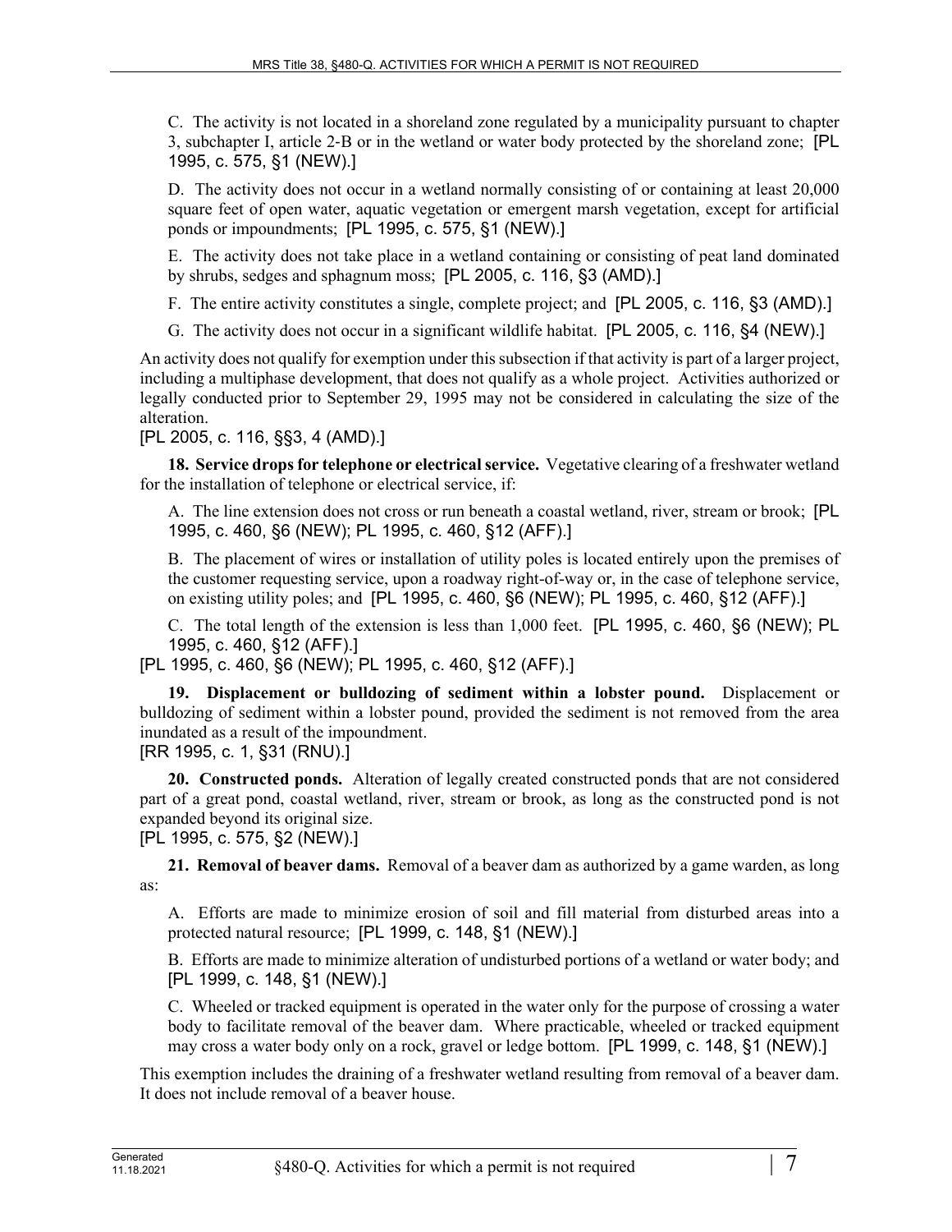C. The activity is not located in a shoreland zone regulated by a municipality pursuant to chapter 3, subchapter I, article 2-B or in the wetland or water body protected by the shoreland zone; [PL 1995, c. 575, §1 (NEW).]

D. The activity does not occur in a wetland normally consisting of or containing at least 20,000 square feet of open water, aquatic vegetation or emergent marsh vegetation, except for artificial ponds or impoundments; [PL 1995, c. 575, §1 (NEW).]

E. The activity does not take place in a wetland containing or consisting of peat land dominated by shrubs, sedges and sphagnum moss; [PL 2005, c. 116, §3 (AMD).]

F. The entire activity constitutes a single, complete project; and [PL 2005, c. 116, §3 (AMD).]

G. The activity does not occur in a significant wildlife habitat. [PL 2005, c. 116, §4 (NEW).]

An activity does not qualify for exemption under this subsection if that activity is part of a larger project, including a multiphase development, that does not qualify as a whole project. Activities authorized or legally conducted prior to September 29, 1995 may not be considered in calculating the size of the alteration.

[PL 2005, c. 116, §§3, 4 (AMD).]

**18. Service drops for telephone or electrical service.** Vegetative clearing of a freshwater wetland for the installation of telephone or electrical service, if:

A. The line extension does not cross or run beneath a coastal wetland, river, stream or brook; [PL 1995, c. 460, §6 (NEW); PL 1995, c. 460, §12 (AFF).]

B. The placement of wires or installation of utility poles is located entirely upon the premises of the customer requesting service, upon a roadway right-of-way or, in the case of telephone service, on existing utility poles; and [PL 1995, c. 460, §6 (NEW); PL 1995, c. 460, §12 (AFF).]

C. The total length of the extension is less than 1,000 feet. [PL 1995, c. 460, §6 (NEW); PL 1995, c. 460, §12 (AFF).]

[PL 1995, c. 460, §6 (NEW); PL 1995, c. 460, §12 (AFF).]

**19. Displacement or bulldozing of sediment within a lobster pound.** Displacement or bulldozing of sediment within a lobster pound, provided the sediment is not removed from the area inundated as a result of the impoundment.

[RR 1995, c. 1, §31 (RNU).]

**20. Constructed ponds.** Alteration of legally created constructed ponds that are not considered part of a great pond, coastal wetland, river, stream or brook, as long as the constructed pond is not expanded beyond its original size.

[PL 1995, c. 575, §2 (NEW).]

**21. Removal of beaver dams.** Removal of a beaver dam as authorized by a game warden, as long as:

A. Efforts are made to minimize erosion of soil and fill material from disturbed areas into a protected natural resource; [PL 1999, c. 148, §1 (NEW).]

B. Efforts are made to minimize alteration of undisturbed portions of a wetland or water body; and [PL 1999, c. 148, §1 (NEW).]

C. Wheeled or tracked equipment is operated in the water only for the purpose of crossing a water body to facilitate removal of the beaver dam. Where practicable, wheeled or tracked equipment may cross a water body only on a rock, gravel or ledge bottom. [PL 1999, c. 148, §1 (NEW).]

This exemption includes the draining of a freshwater wetland resulting from removal of a beaver dam. It does not include removal of a beaver house.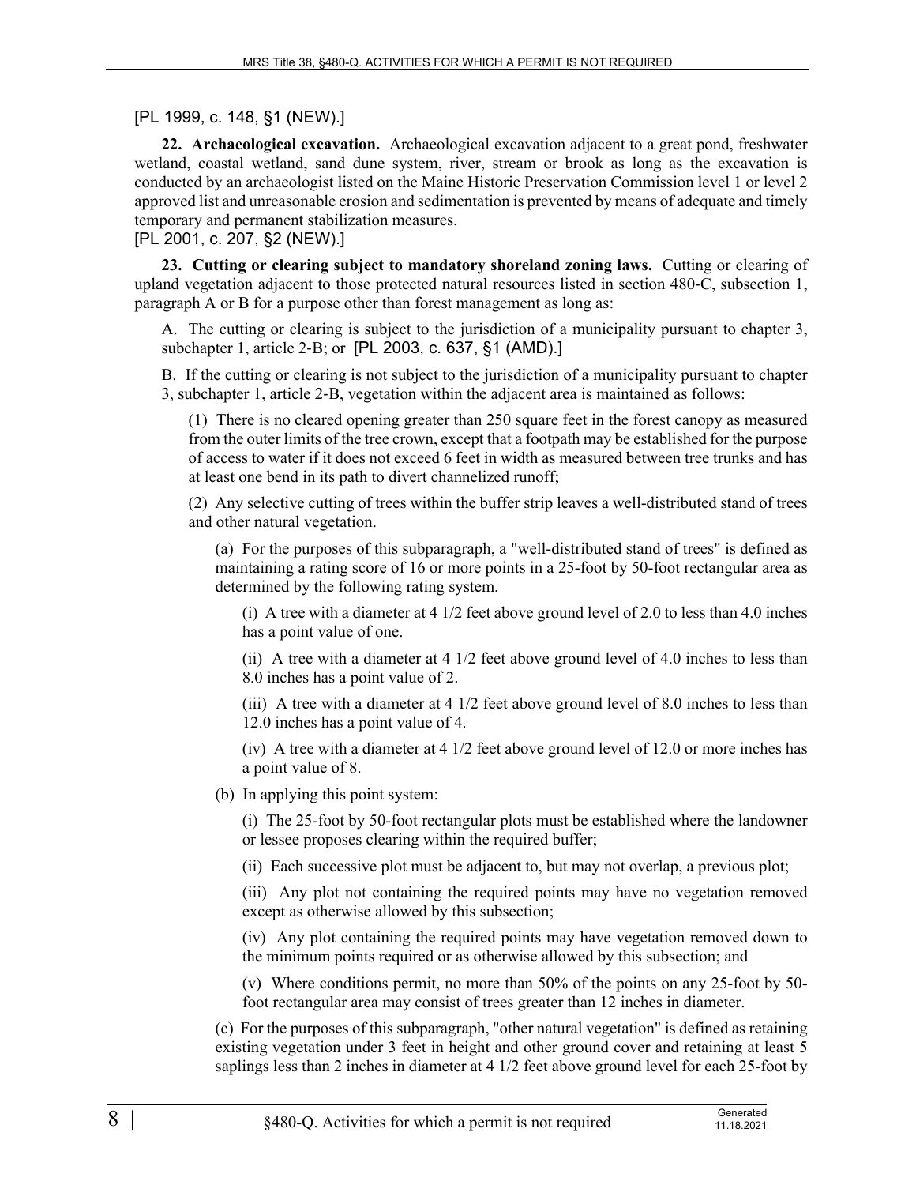[PL 1999, c. 148, §1 (NEW).]

**22. Archaeological excavation.** Archaeological excavation adjacent to a great pond, freshwater wetland, coastal wetland, sand dune system, river, stream or brook as long as the excavation is conducted by an archaeologist listed on the Maine Historic Preservation Commission level 1 or level 2 approved list and unreasonable erosion and sedimentation is prevented by means of adequate and timely temporary and permanent stabilization measures.

[PL 2001, c. 207, §2 (NEW).]

**23. Cutting or clearing subject to mandatory shoreland zoning laws.** Cutting or clearing of upland vegetation adjacent to those protected natural resources listed in section 480-C, subsection 1, paragraph A or B for a purpose other than forest management as long as:

A. The cutting or clearing is subject to the jurisdiction of a municipality pursuant to chapter 3, subchapter 1, article 2-B; or [PL 2003, c. 637, §1 (AMD).]

B. If the cutting or clearing is not subject to the jurisdiction of a municipality pursuant to chapter 3, subchapter 1, article 2-B, vegetation within the adjacent area is maintained as follows:

(1) There is no cleared opening greater than 250 square feet in the forest canopy as measured from the outer limits of the tree crown, except that a footpath may be established for the purpose of access to water if it does not exceed 6 feet in width as measured between tree trunks and has at least one bend in its path to divert channelized runoff;

(2) Any selective cutting of trees within the buffer strip leaves a well-distributed stand of trees and other natural vegetation.

(a) For the purposes of this subparagraph, a "well-distributed stand of trees" is defined as maintaining a rating score of 16 or more points in a 25-foot by 50-foot rectangular area as determined by the following rating system.

(i) A tree with a diameter at 4 1/2 feet above ground level of 2.0 to less than 4.0 inches has a point value of one.

(ii) A tree with a diameter at 4 1/2 feet above ground level of 4.0 inches to less than 8.0 inches has a point value of 2.

(iii) A tree with a diameter at 4 1/2 feet above ground level of 8.0 inches to less than 12.0 inches has a point value of 4.

(iv) A tree with a diameter at 4 1/2 feet above ground level of 12.0 or more inches has a point value of 8.

(b) In applying this point system:

(i) The 25-foot by 50-foot rectangular plots must be established where the landowner or lessee proposes clearing within the required buffer;

(ii) Each successive plot must be adjacent to, but may not overlap, a previous plot;

(iii) Any plot not containing the required points may have no vegetation removed except as otherwise allowed by this subsection;

(iv) Any plot containing the required points may have vegetation removed down to the minimum points required or as otherwise allowed by this subsection; and

(v) Where conditions permit, no more than 50% of the points on any 25-foot by 50-foot rectangular area may consist of trees greater than 12 inches in diameter.

(c) For the purposes of this subparagraph, "other natural vegetation" is defined as retaining existing vegetation under 3 feet in height and other ground cover and retaining at least 5 saplings less than 2 inches in diameter at 4 1/2 feet above ground level for each 25-foot by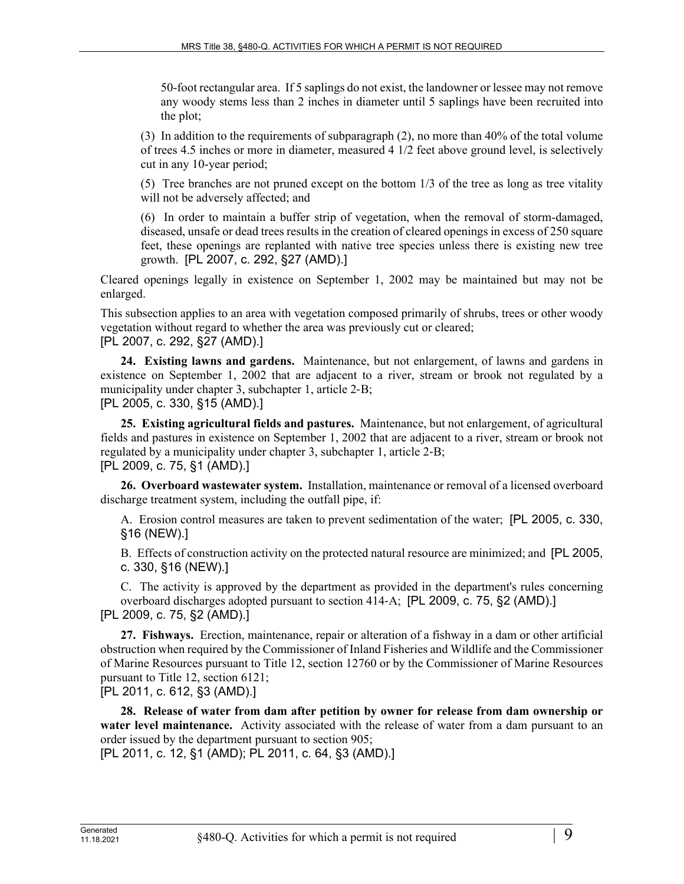50-foot rectangular area. If 5 saplings do not exist, the landowner or lessee may not remove any woody stems less than 2 inches in diameter until 5 saplings have been recruited into the plot;

(3) In addition to the requirements of subparagraph (2), no more than 40% of the total volume of trees 4.5 inches or more in diameter, measured 4 1/2 feet above ground level, is selectively cut in any 10-year period;

(5) Tree branches are not pruned except on the bottom 1/3 of the tree as long as tree vitality will not be adversely affected; and

(6) In order to maintain a buffer strip of vegetation, when the removal of storm-damaged, diseased, unsafe or dead trees results in the creation of cleared openings in excess of 250 square feet, these openings are replanted with native tree species unless there is existing new tree growth. [PL 2007, c. 292, §27 (AMD).]

Cleared openings legally in existence on September 1, 2002 may be maintained but may not be enlarged.

This subsection applies to an area with vegetation composed primarily of shrubs, trees or other woody vegetation without regard to whether the area was previously cut or cleared;
[PL 2007, c. 292, §27 (AMD).]

**24. Existing lawns and gardens.** Maintenance, but not enlargement, of lawns and gardens in existence on September 1, 2002 that are adjacent to a river, stream or brook not regulated by a municipality under chapter 3, subchapter 1, article 2-B;
[PL 2005, c. 330, §15 (AMD).]

**25. Existing agricultural fields and pastures.** Maintenance, but not enlargement, of agricultural fields and pastures in existence on September 1, 2002 that are adjacent to a river, stream or brook not regulated by a municipality under chapter 3, subchapter 1, article 2-B;
[PL 2009, c. 75, §1 (AMD).]

**26. Overboard wastewater system.** Installation, maintenance or removal of a licensed overboard discharge treatment system, including the outfall pipe, if:

A. Erosion control measures are taken to prevent sedimentation of the water; [PL 2005, c. 330, §16 (NEW).]

B. Effects of construction activity on the protected natural resource are minimized; and [PL 2005, c. 330, §16 (NEW).]

C. The activity is approved by the department as provided in the department's rules concerning overboard discharges adopted pursuant to section 414-A; [PL 2009, c. 75, §2 (AMD).]

[PL 2009, c. 75, §2 (AMD).]

**27. Fishways.** Erection, maintenance, repair or alteration of a fishway in a dam or other artificial obstruction when required by the Commissioner of Inland Fisheries and Wildlife and the Commissioner of Marine Resources pursuant to Title 12, section 12760 or by the Commissioner of Marine Resources pursuant to Title 12, section 6121;
[PL 2011, c. 612, §3 (AMD).]

**28. Release of water from dam after petition by owner for release from dam ownership or water level maintenance.** Activity associated with the release of water from a dam pursuant to an order issued by the department pursuant to section 905;
[PL 2011, c. 12, §1 (AMD); PL 2011, c. 64, §3 (AMD).]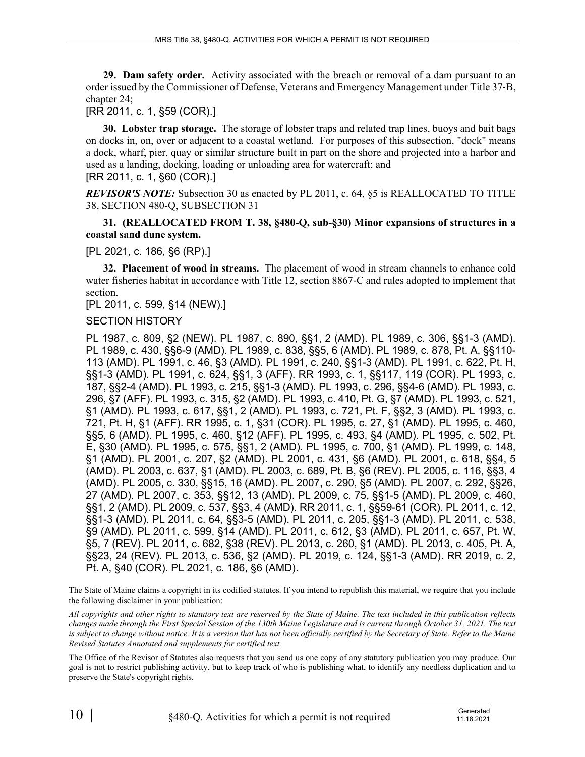**29. Dam safety order.** Activity associated with the breach or removal of a dam pursuant to an order issued by the Commissioner of Defense, Veterans and Emergency Management under Title 37-B, chapter 24;

[RR 2011, c. 1, §59 (COR).]

**30. Lobster trap storage.** The storage of lobster traps and related trap lines, buoys and bait bags on docks in, on, over or adjacent to a coastal wetland. For purposes of this subsection, "dock" means a dock, wharf, pier, quay or similar structure built in part on the shore and projected into a harbor and used as a landing, docking, loading or unloading area for watercraft; and

[RR 2011, c. 1, §60 (COR).]

***REVISOR'S NOTE:*** Subsection 30 as enacted by PL 2011, c. 64, §5 is REALLOCATED TO TITLE 38, SECTION 480-Q, SUBSECTION 31

**31. (REALLOCATED FROM T. 38, §480-Q, sub-§30) Minor expansions of structures in a coastal sand dune system.**

[PL 2021, c. 186, §6 (RP).]

**32. Placement of wood in streams.** The placement of wood in stream channels to enhance cold water fisheries habitat in accordance with Title 12, section 8867-C and rules adopted to implement that section.

[PL 2011, c. 599, §14 (NEW).]

SECTION HISTORY

PL 1987, c. 809, §2 (NEW). PL 1987, c. 890, §§1, 2 (AMD). PL 1989, c. 306, §§1-3 (AMD). PL 1989, c. 430, §§6-9 (AMD). PL 1989, c. 838, §§5, 6 (AMD). PL 1989, c. 878, Pt. A, §§110-113 (AMD). PL 1991, c. 46, §3 (AMD). PL 1991, c. 240, §§1-3 (AMD). PL 1991, c. 622, Pt. H, §§1-3 (AMD). PL 1991, c. 624, §§1, 3 (AFF). RR 1993, c. 1, §§117, 119 (COR). PL 1993, c. 187, §§2-4 (AMD). PL 1993, c. 215, §§1-3 (AMD). PL 1993, c. 296, §§4-6 (AMD). PL 1993, c. 296, §7 (AFF). PL 1993, c. 315, §2 (AMD). PL 1993, c. 410, Pt. G, §7 (AMD). PL 1993, c. 521, §1 (AMD). PL 1993, c. 617, §§1, 2 (AMD). PL 1993, c. 721, Pt. F, §§2, 3 (AMD). PL 1993, c. 721, Pt. H, §1 (AFF). RR 1995, c. 1, §31 (COR). PL 1995, c. 27, §1 (AMD). PL 1995, c. 460, §§5, 6 (AMD). PL 1995, c. 460, §12 (AFF). PL 1995, c. 493, §4 (AMD). PL 1995, c. 502, Pt. E, §30 (AMD). PL 1995, c. 575, §§1, 2 (AMD). PL 1995, c. 700, §1 (AMD). PL 1999, c. 148, §1 (AMD). PL 2001, c. 207, §2 (AMD). PL 2001, c. 431, §6 (AMD). PL 2001, c. 618, §§4, 5 (AMD). PL 2003, c. 637, §1 (AMD). PL 2003, c. 689, Pt. B, §6 (REV). PL 2005, c. 116, §§3, 4 (AMD). PL 2005, c. 330, §§15, 16 (AMD). PL 2007, c. 290, §5 (AMD). PL 2007, c. 292, §§26, 27 (AMD). PL 2007, c. 353, §§12, 13 (AMD). PL 2009, c. 75, §§1-5 (AMD). PL 2009, c. 460, §§1, 2 (AMD). PL 2009, c. 537, §§3, 4 (AMD). RR 2011, c. 1, §§59-61 (COR). PL 2011, c. 12, §§1-3 (AMD). PL 2011, c. 64, §§3-5 (AMD). PL 2011, c. 205, §§1-3 (AMD). PL 2011, c. 538, §9 (AMD). PL 2011, c. 599, §14 (AMD). PL 2011, c. 612, §3 (AMD). PL 2011, c. 657, Pt. W, §5, 7 (REV). PL 2011, c. 682, §38 (REV). PL 2013, c. 260, §1 (AMD). PL 2013, c. 405, Pt. A, §§23, 24 (REV). PL 2013, c. 536, §2 (AMD). PL 2019, c. 124, §§1-3 (AMD). RR 2019, c. 2, Pt. A, §40 (COR). PL 2021, c. 186, §6 (AMD).

The State of Maine claims a copyright in its codified statutes. If you intend to republish this material, we require that you include the following disclaimer in your publication:

*All copyrights and other rights to statutory text are reserved by the State of Maine. The text included in this publication reflects changes made through the First Special Session of the 130th Maine Legislature and is current through October 31, 2021. The text is subject to change without notice. It is a version that has not been officially certified by the Secretary of State. Refer to the Maine Revised Statutes Annotated and supplements for certified text.*

The Office of the Revisor of Statutes also requests that you send us one copy of any statutory publication you may produce. Our goal is not to restrict publishing activity, but to keep track of who is publishing what, to identify any needless duplication and to preserve the State's copyright rights.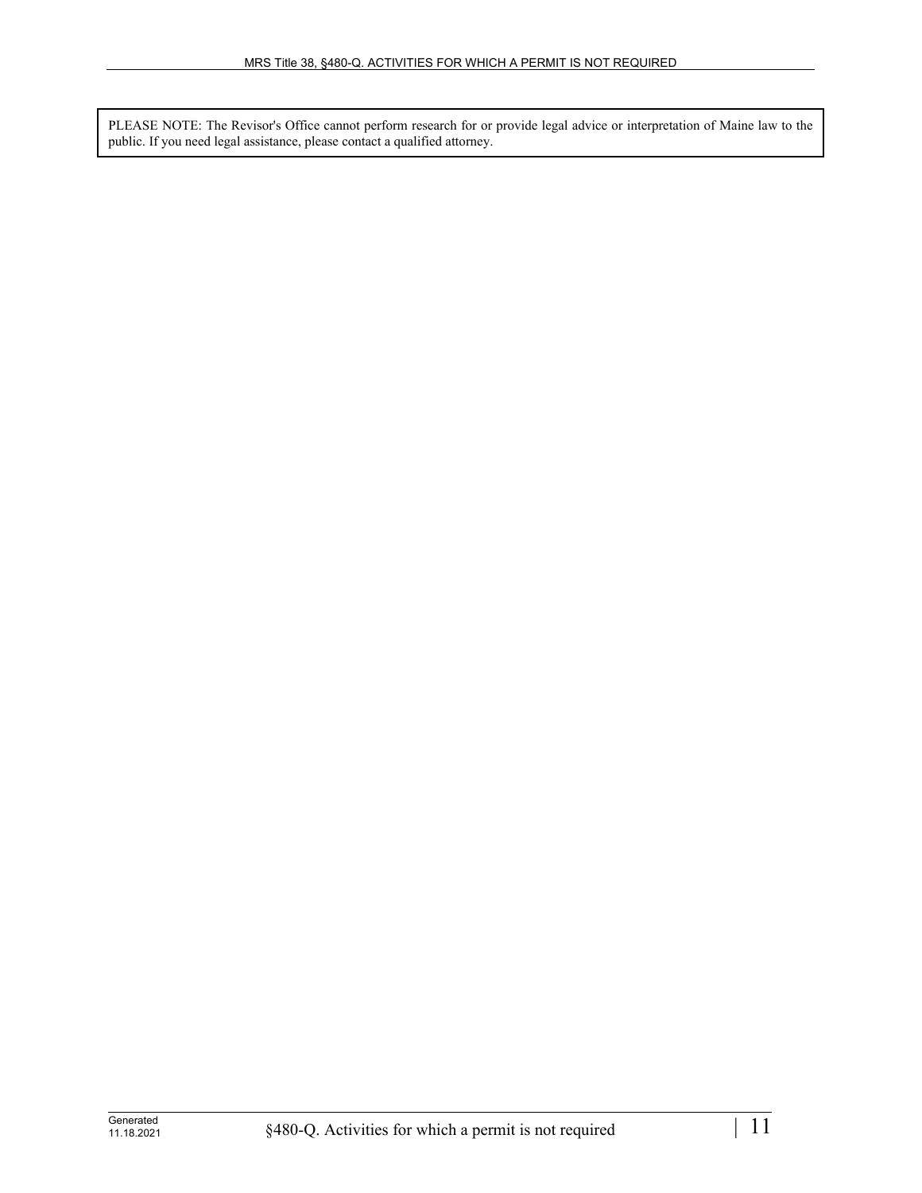PLEASE NOTE: The Revisor's Office cannot perform research for or provide legal advice or interpretation of Maine law to the public. If you need legal assistance, please contact a qualified attorney.